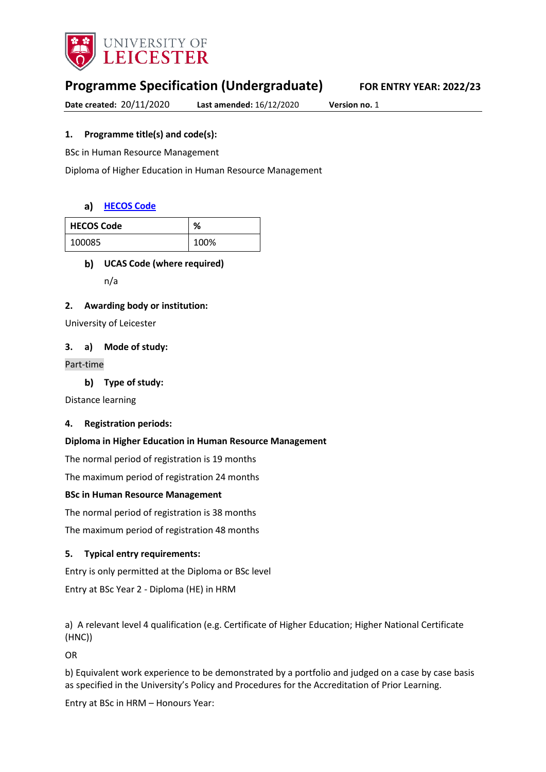UNIVERSITY OF LEICESTER

# Programme Specification (Undergraduate)

**FOR ENTRY YEAR: 2022/23**

**Date created:** 20/11/2020 **Last amended:** 16/12/2020 **Version no.** 1

### 1. Programme title(s) and code(s):

BSc in Human Resource Management

Diploma of Higher Education in Human Resource Management

#### a) HECOS Code

| HECOS Code | % |
|---|---|
| 100085 | 100% |

#### b) UCAS Code (where required)

n/a

### 2. Awarding body or institution:

University of Leicester

### 3. a) Mode of study:

Part-time

#### b) Type of study:

Distance learning

### 4. Registration periods:

**Diploma in Higher Education in Human Resource Management**

The normal period of registration is 19 months

The maximum period of registration 24 months

**BSc in Human Resource Management**

The normal period of registration is 38 months

The maximum period of registration 48 months

### 5. Typical entry requirements:

Entry is only permitted at the Diploma or BSc level

Entry at BSc Year 2 - Diploma (HE) in HRM

a) A relevant level 4 qualification (e.g. Certificate of Higher Education; Higher National Certificate (HNC))

OR

b) Equivalent work experience to be demonstrated by a portfolio and judged on a case by case basis as specified in the University's Policy and Procedures for the Accreditation of Prior Learning.

Entry at BSc in HRM – Honours Year: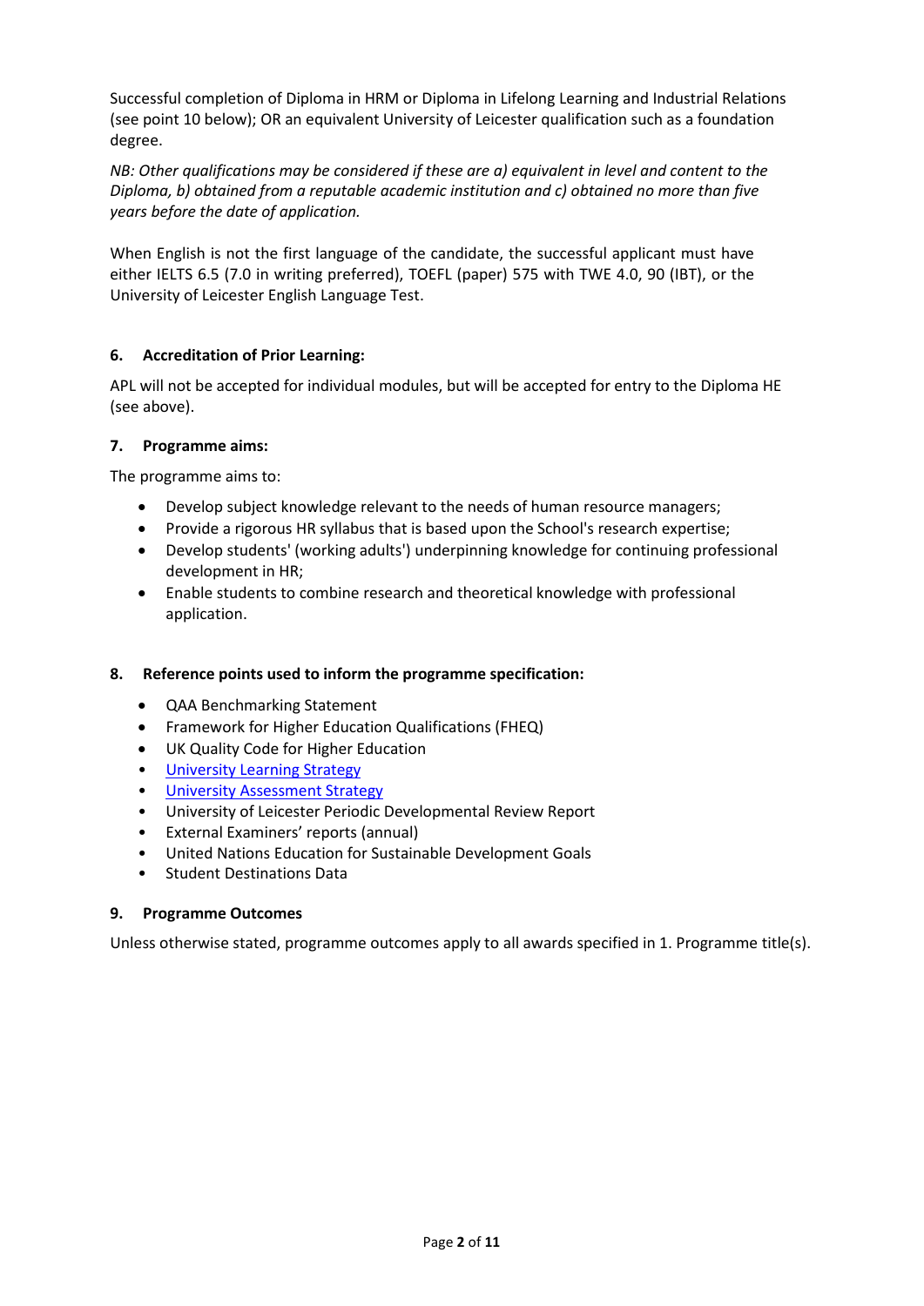Successful completion of Diploma in HRM or Diploma in Lifelong Learning and Industrial Relations (see point 10 below); OR an equivalent University of Leicester qualification such as a foundation degree.

*NB: Other qualifications may be considered if these are a) equivalent in level and content to the Diploma, b) obtained from a reputable academic institution and c) obtained no more than five years before the date of application.*

When English is not the first language of the candidate, the successful applicant must have either IELTS 6.5 (7.0 in writing preferred), TOEFL (paper) 575 with TWE 4.0, 90 (IBT), or the University of Leicester English Language Test.

### 6. Accreditation of Prior Learning:

APL will not be accepted for individual modules, but will be accepted for entry to the Diploma HE (see above).

### 7. Programme aims:

The programme aims to:

- Develop subject knowledge relevant to the needs of human resource managers;
- Provide a rigorous HR syllabus that is based upon the School's research expertise;
- Develop students' (working adults') underpinning knowledge for continuing professional development in HR;
- Enable students to combine research and theoretical knowledge with professional application.

### 8. Reference points used to inform the programme specification:

- QAA Benchmarking Statement
- Framework for Higher Education Qualifications (FHEQ)
- UK Quality Code for Higher Education
- University Learning Strategy
- University Assessment Strategy
- University of Leicester Periodic Developmental Review Report
- External Examiners' reports (annual)
- United Nations Education for Sustainable Development Goals
- Student Destinations Data

### 9. Programme Outcomes

Unless otherwise stated, programme outcomes apply to all awards specified in 1. Programme title(s).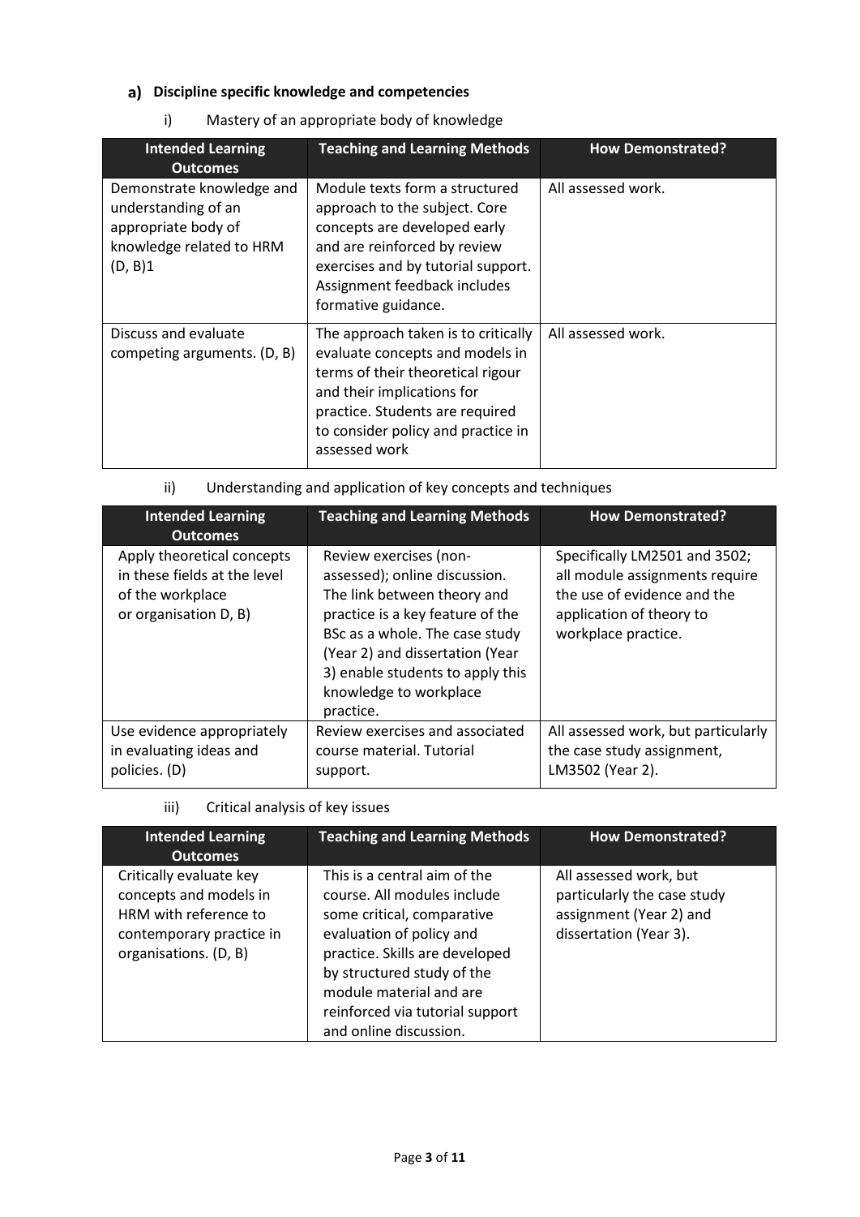## a) Discipline specific knowledge and competencies

i) Mastery of an appropriate body of knowledge

| Intended Learning Outcomes | Teaching and Learning Methods | How Demonstrated? |
|---|---|---|
| Demonstrate knowledge and understanding of an appropriate body of knowledge related to HRM (D, B)1 | Module texts form a structured approach to the subject. Core concepts are developed early and are reinforced by review exercises and by tutorial support. Assignment feedback includes formative guidance. | All assessed work. |
| Discuss and evaluate competing arguments. (D, B) | The approach taken is to critically evaluate concepts and models in terms of their theoretical rigour and their implications for practice. Students are required to consider policy and practice in assessed work | All assessed work. |

ii) Understanding and application of key concepts and techniques

| Intended Learning Outcomes | Teaching and Learning Methods | How Demonstrated? |
|---|---|---|
| Apply theoretical concepts in these fields at the level of the workplace or organisation D, B) | Review exercises (non-assessed); online discussion. The link between theory and practice is a key feature of the BSc as a whole. The case study (Year 2) and dissertation (Year 3) enable students to apply this knowledge to workplace practice. | Specifically LM2501 and 3502; all module assignments require the use of evidence and the application of theory to workplace practice. |
| Use evidence appropriately in evaluating ideas and policies. (D) | Review exercises and associated course material. Tutorial support. | All assessed work, but particularly the case study assignment, LM3502 (Year 2). |

iii) Critical analysis of key issues

| Intended Learning Outcomes | Teaching and Learning Methods | How Demonstrated? |
|---|---|---|
| Critically evaluate key concepts and models in HRM with reference to contemporary practice in organisations. (D, B) | This is a central aim of the course. All modules include some critical, comparative evaluation of policy and practice. Skills are developed by structured study of the module material and are reinforced via tutorial support and online discussion. | All assessed work, but particularly the case study assignment (Year 2) and dissertation (Year 3). |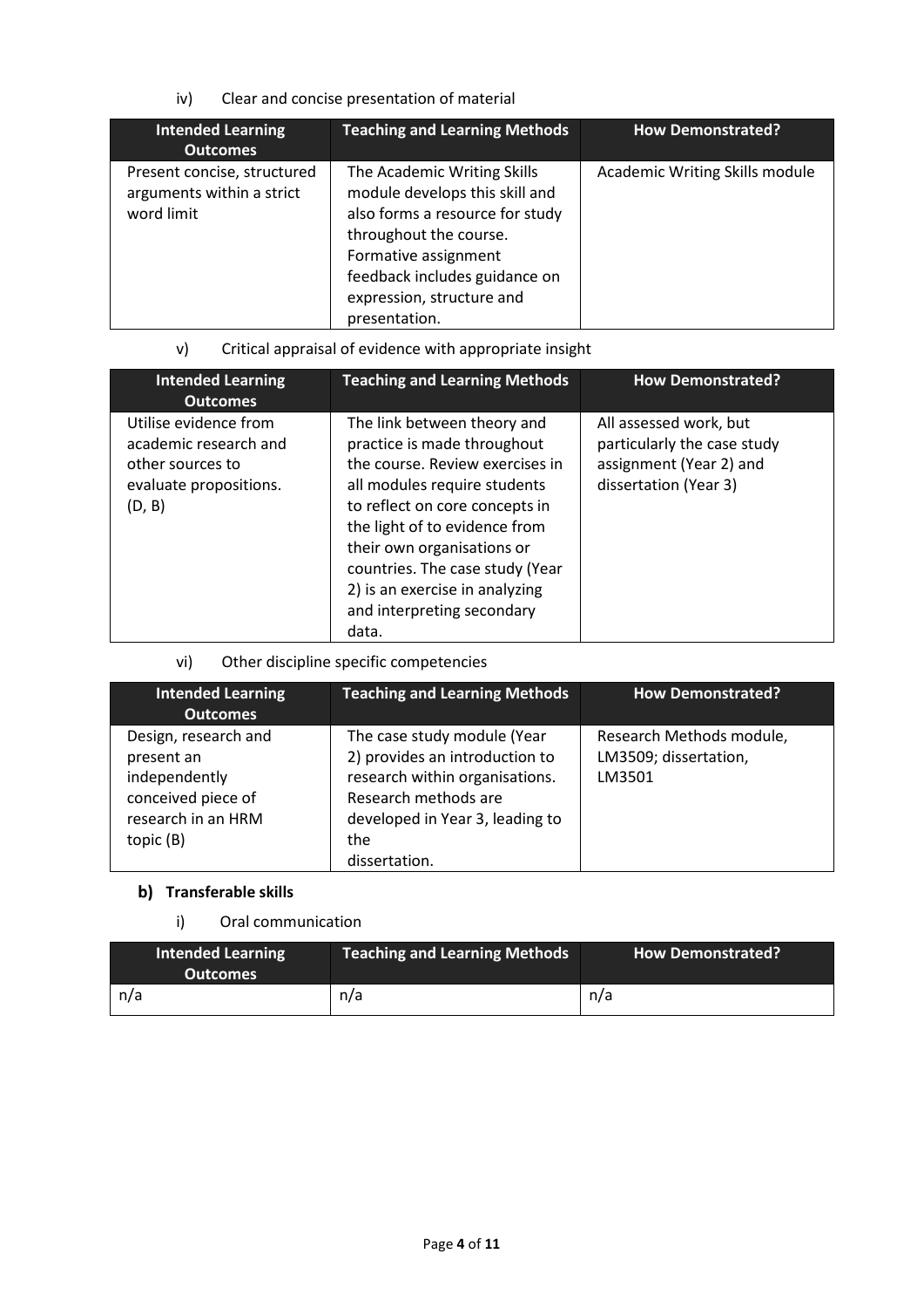iv) Clear and concise presentation of material

| Intended Learning Outcomes | Teaching and Learning Methods | How Demonstrated? |
| --- | --- | --- |
| Present concise, structured arguments within a strict word limit | The Academic Writing Skills module develops this skill and also forms a resource for study throughout the course. Formative assignment feedback includes guidance on expression, structure and presentation. | Academic Writing Skills module |

v) Critical appraisal of evidence with appropriate insight

| Intended Learning Outcomes | Teaching and Learning Methods | How Demonstrated? |
| --- | --- | --- |
| Utilise evidence from academic research and other sources to evaluate propositions. (D, B) | The link between theory and practice is made throughout the course. Review exercises in all modules require students to reflect on core concepts in the light of to evidence from their own organisations or countries. The case study (Year 2) is an exercise in analyzing and interpreting secondary data. | All assessed work, but particularly the case study assignment (Year 2) and dissertation (Year 3) |

vi) Other discipline specific competencies

| Intended Learning Outcomes | Teaching and Learning Methods | How Demonstrated? |
| --- | --- | --- |
| Design, research and present an independently conceived piece of research in an HRM topic (B) | The case study module (Year 2) provides an introduction to research within organisations. Research methods are developed in Year 3, leading to the dissertation. | Research Methods module, LM3509; dissertation, LM3501 |

**b) Transferable skills**

i) Oral communication

| Intended Learning Outcomes | Teaching and Learning Methods | How Demonstrated? |
| --- | --- | --- |
| n/a | n/a | n/a |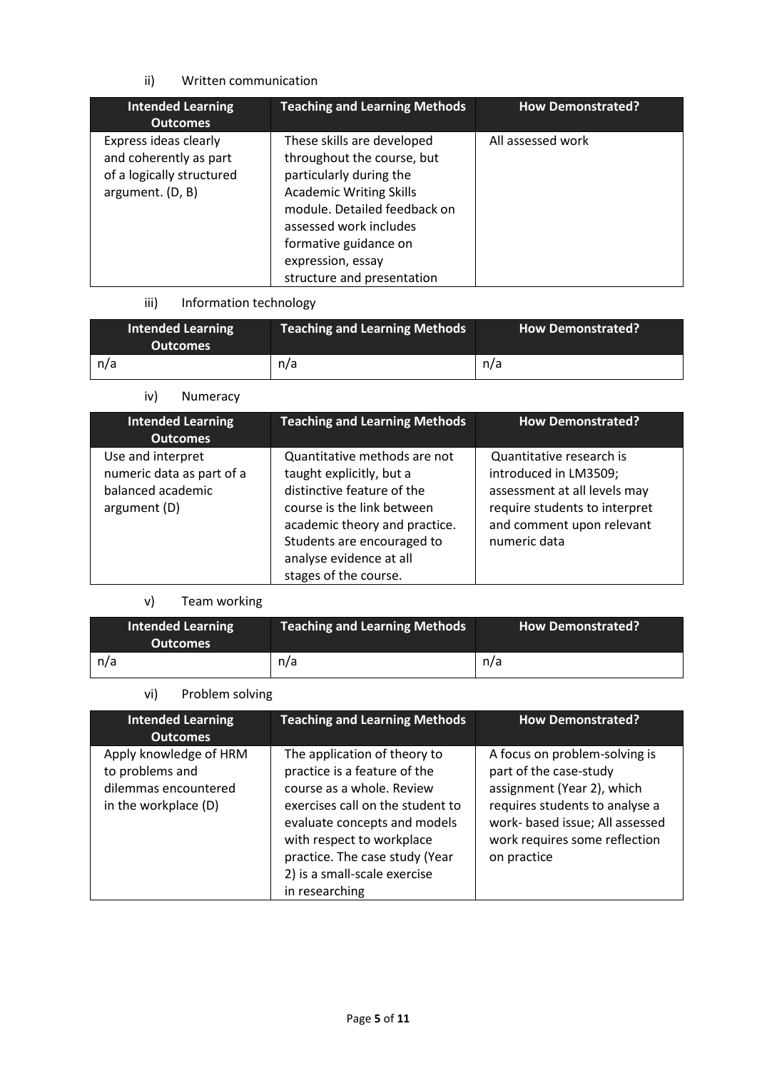ii) Written communication

| Intended Learning Outcomes | Teaching and Learning Methods | How Demonstrated? |
|---|---|---|
| Express ideas clearly and coherently as part of a logically structured argument. (D, B) | These skills are developed throughout the course, but particularly during the Academic Writing Skills module. Detailed feedback on assessed work includes formative guidance on expression, essay structure and presentation | All assessed work |

iii) Information technology

| Intended Learning Outcomes | Teaching and Learning Methods | How Demonstrated? |
|---|---|---|
| n/a | n/a | n/a |

iv) Numeracy

| Intended Learning Outcomes | Teaching and Learning Methods | How Demonstrated? |
|---|---|---|
| Use and interpret numeric data as part of a balanced academic argument (D) | Quantitative methods are not taught explicitly, but a distinctive feature of the course is the link between academic theory and practice. Students are encouraged to analyse evidence at all stages of the course. | Quantitative research is introduced in LM3509; assessment at all levels may require students to interpret and comment upon relevant numeric data |

v) Team working

| Intended Learning Outcomes | Teaching and Learning Methods | How Demonstrated? |
|---|---|---|
| n/a | n/a | n/a |

vi) Problem solving

| Intended Learning Outcomes | Teaching and Learning Methods | How Demonstrated? |
|---|---|---|
| Apply knowledge of HRM to problems and dilemmas encountered in the workplace (D) | The application of theory to practice is a feature of the course as a whole. Review exercises call on the student to evaluate concepts and models with respect to workplace practice. The case study (Year 2) is a small-scale exercise in researching | A focus on problem-solving is part of the case-study assignment (Year 2), which requires students to analyse a work- based issue; All assessed work requires some reflection on practice |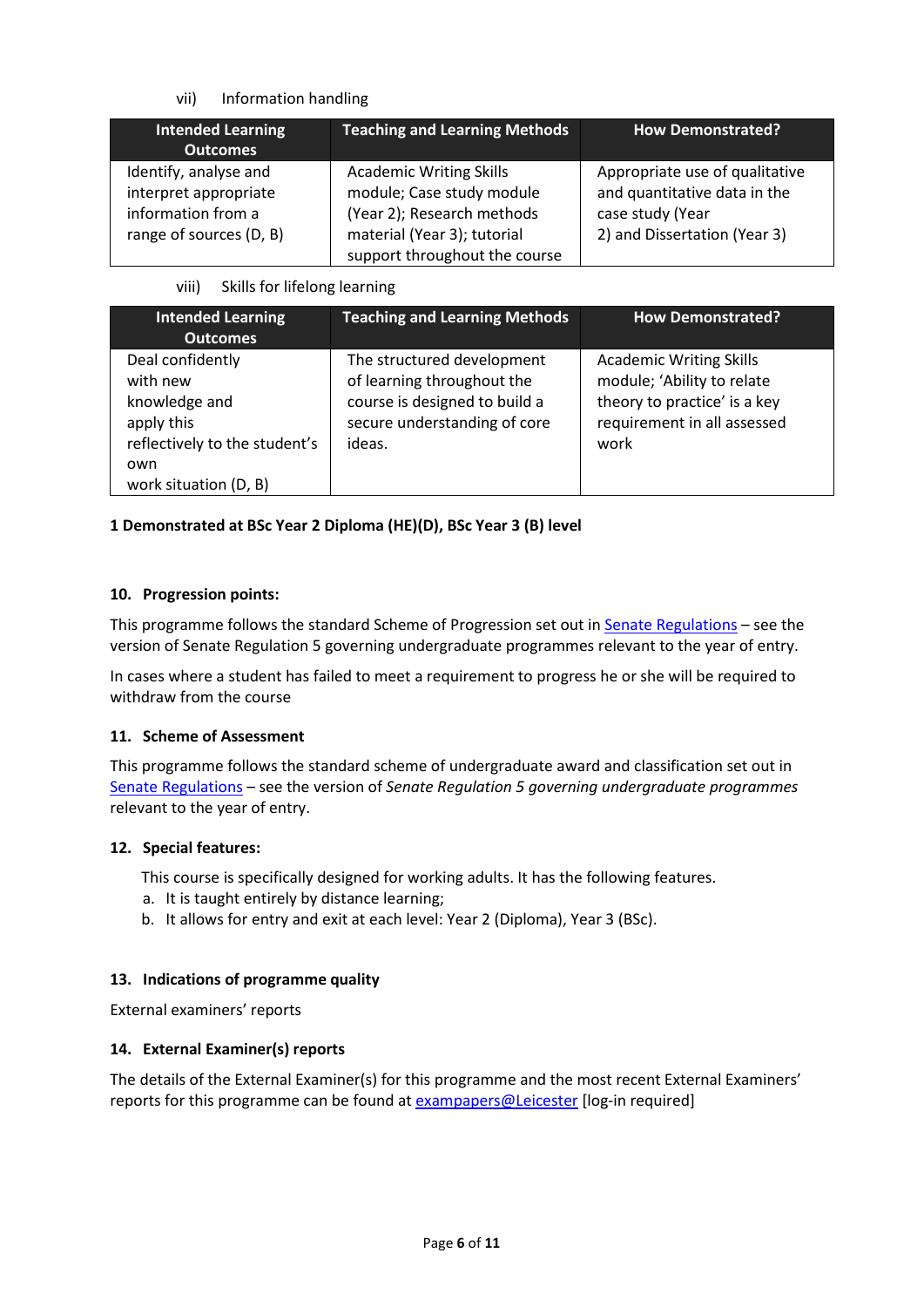vii) Information handling

| Intended Learning Outcomes | Teaching and Learning Methods | How Demonstrated? |
| --- | --- | --- |
| Identify, analyse and interpret appropriate information from a range of sources (D, B) | Academic Writing Skills module; Case study module (Year 2); Research methods material (Year 3); tutorial support throughout the course | Appropriate use of qualitative and quantitative data in the case study (Year 2) and Dissertation (Year 3) |

viii) Skills for lifelong learning

| Intended Learning Outcomes | Teaching and Learning Methods | How Demonstrated? |
| --- | --- | --- |
| Deal confidently with new knowledge and apply this reflectively to the student's own work situation (D, B) | The structured development of learning throughout the course is designed to build a secure understanding of core ideas. | Academic Writing Skills module; 'Ability to relate theory to practice' is a key requirement in all assessed work |

**1 Demonstrated at BSc Year 2 Diploma (HE)(D), BSc Year 3 (B) level**

### 10. Progression points:

This programme follows the standard Scheme of Progression set out in [Senate Regulations] – see the version of Senate Regulation 5 governing undergraduate programmes relevant to the year of entry.

In cases where a student has failed to meet a requirement to progress he or she will be required to withdraw from the course

### 11. Scheme of Assessment

This programme follows the standard scheme of undergraduate award and classification set out in [Senate Regulations] – see the version of *Senate Regulation 5 governing undergraduate programmes* relevant to the year of entry.

### 12. Special features:

This course is specifically designed for working adults. It has the following features.

a. It is taught entirely by distance learning;
b. It allows for entry and exit at each level: Year 2 (Diploma), Year 3 (BSc).

### 13. Indications of programme quality

External examiners' reports

### 14. External Examiner(s) reports

The details of the External Examiner(s) for this programme and the most recent External Examiners' reports for this programme can be found at [exampapers@Leicester] [log-in required]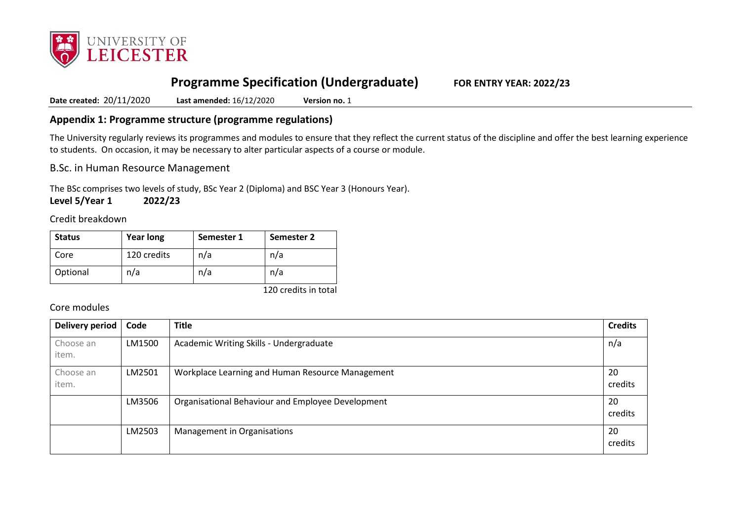# Programme Specification (Undergraduate) FOR ENTRY YEAR: 2022/23

**Date created:** 20/11/2020 **Last amended:** 16/12/2020 **Version no.** 1

## Appendix 1: Programme structure (programme regulations)

The University regularly reviews its programmes and modules to ensure that they reflect the current status of the discipline and offer the best learning experience to students. On occasion, it may be necessary to alter particular aspects of a course or module.

B.Sc. in Human Resource Management

The BSc comprises two levels of study, BSc Year 2 (Diploma) and BSC Year 3 (Honours Year).

**Level 5/Year 1 2022/23**

Credit breakdown

| Status | Year long | Semester 1 | Semester 2 |
|---|---|---|---|
| Core | 120 credits | n/a | n/a |
| Optional | n/a | n/a | n/a |

120 credits in total

Core modules

| Delivery period | Code | Title | Credits |
|---|---|---|---|
| Choose an item. | LM1500 | Academic Writing Skills - Undergraduate | n/a |
| Choose an item. | LM2501 | Workplace Learning and Human Resource Management | 20 credits |
| | LM3506 | Organisational Behaviour and Employee Development | 20 credits |
| | LM2503 | Management in Organisations | 20 credits |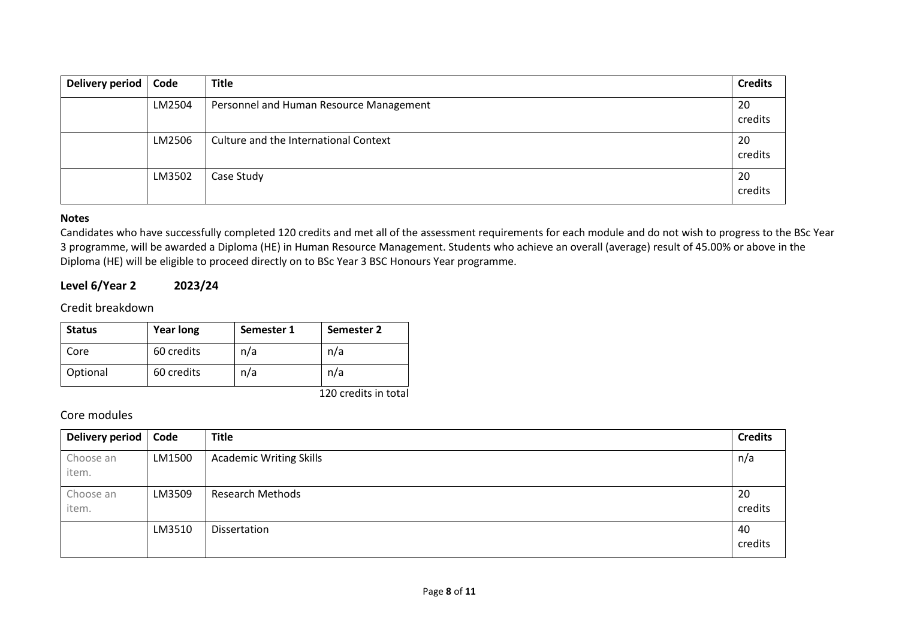| Delivery period | Code | Title | Credits |
| --- | --- | --- | --- |
| | LM2504 | Personnel and Human Resource Management | 20 credits |
| | LM2506 | Culture and the International Context | 20 credits |
| | LM3502 | Case Study | 20 credits |

**Notes**

Candidates who have successfully completed 120 credits and met all of the assessment requirements for each module and do not wish to progress to the BSc Year 3 programme, will be awarded a Diploma (HE) in Human Resource Management. Students who achieve an overall (average) result of 45.00% or above in the Diploma (HE) will be eligible to proceed directly on to BSc Year 3 BSC Honours Year programme.

## Level 6/Year 2 2023/24

### Credit breakdown

| Status | Year long | Semester 1 | Semester 2 |
| --- | --- | --- | --- |
| Core | 60 credits | n/a | n/a |
| Optional | 60 credits | n/a | n/a |

120 credits in total

### Core modules

| Delivery period | Code | Title | Credits |
| --- | --- | --- | --- |
| Choose an item. | LM1500 | Academic Writing Skills | n/a |
| Choose an item. | LM3509 | Research Methods | 20 credits |
| | LM3510 | Dissertation | 40 credits |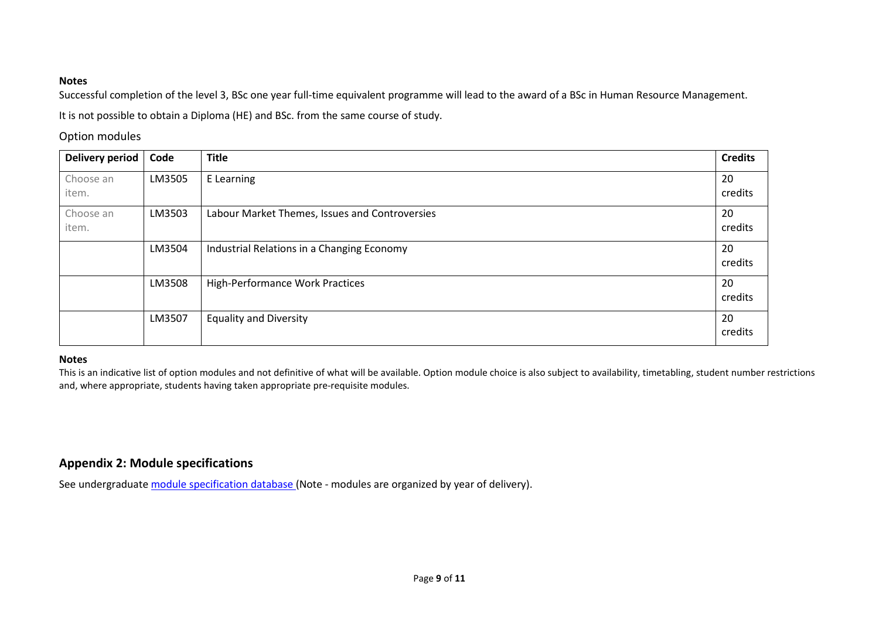**Notes**

Successful completion of the level 3, BSc one year full-time equivalent programme will lead to the award of a BSc in Human Resource Management.

It is not possible to obtain a Diploma (HE) and BSc. from the same course of study.

Option modules

| Delivery period | Code | Title | Credits |
|---|---|---|---|
| Choose an item. | LM3505 | E Learning | 20 credits |
| Choose an item. | LM3503 | Labour Market Themes, Issues and Controversies | 20 credits |
| | LM3504 | Industrial Relations in a Changing Economy | 20 credits |
| | LM3508 | High-Performance Work Practices | 20 credits |
| | LM3507 | Equality and Diversity | 20 credits |

**Notes**

This is an indicative list of option modules and not definitive of what will be available. Option module choice is also subject to availability, timetabling, student number restrictions and, where appropriate, students having taken appropriate pre-requisite modules.

## Appendix 2: Module specifications

See undergraduate module specification database (Note - modules are organized by year of delivery).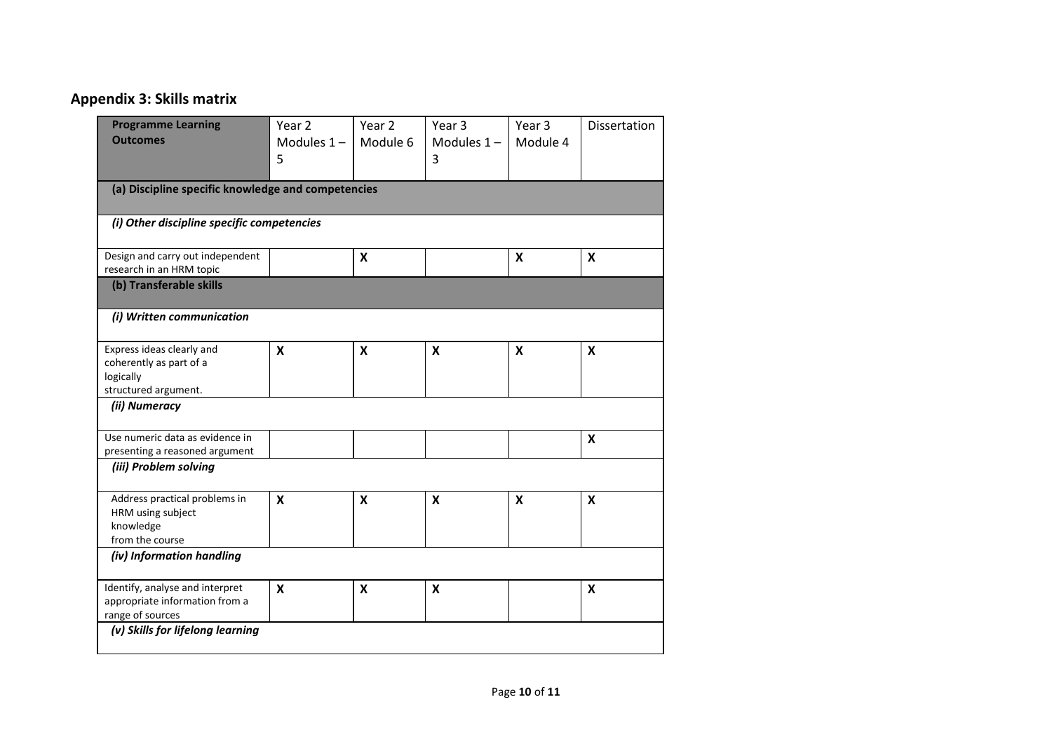## Appendix 3: Skills matrix

| Programme Learning Outcomes | Year 2 Modules 1 – 5 | Year 2 Module 6 | Year 3 Modules 1 – 3 | Year 3 Module 4 | Dissertation |
|---|---|---|---|---|---|
| **(a) Discipline specific knowledge and competencies** | | | | | |
| ***(i) Other discipline specific competencies*** | | | | | |
| Design and carry out independent research in an HRM topic | | **X** | | **X** | **X** |
| **(b) Transferable skills** | | | | | |
| ***(i) Written communication*** | | | | | |
| Express ideas clearly and coherently as part of a logically structured argument. | **X** | **X** | **X** | **X** | **X** |
| ***(ii) Numeracy*** | | | | | |
| Use numeric data as evidence in presenting a reasoned argument | | | | | **X** |
| ***(iii) Problem solving*** | | | | | |
| Address practical problems in HRM using subject knowledge from the course | **X** | **X** | **X** | **X** | **X** |
| ***(iv) Information handling*** | | | | | |
| Identify, analyse and interpret appropriate information from a range of sources | **X** | **X** | **X** | | **X** |
| ***(v) Skills for lifelong learning*** | | | | | |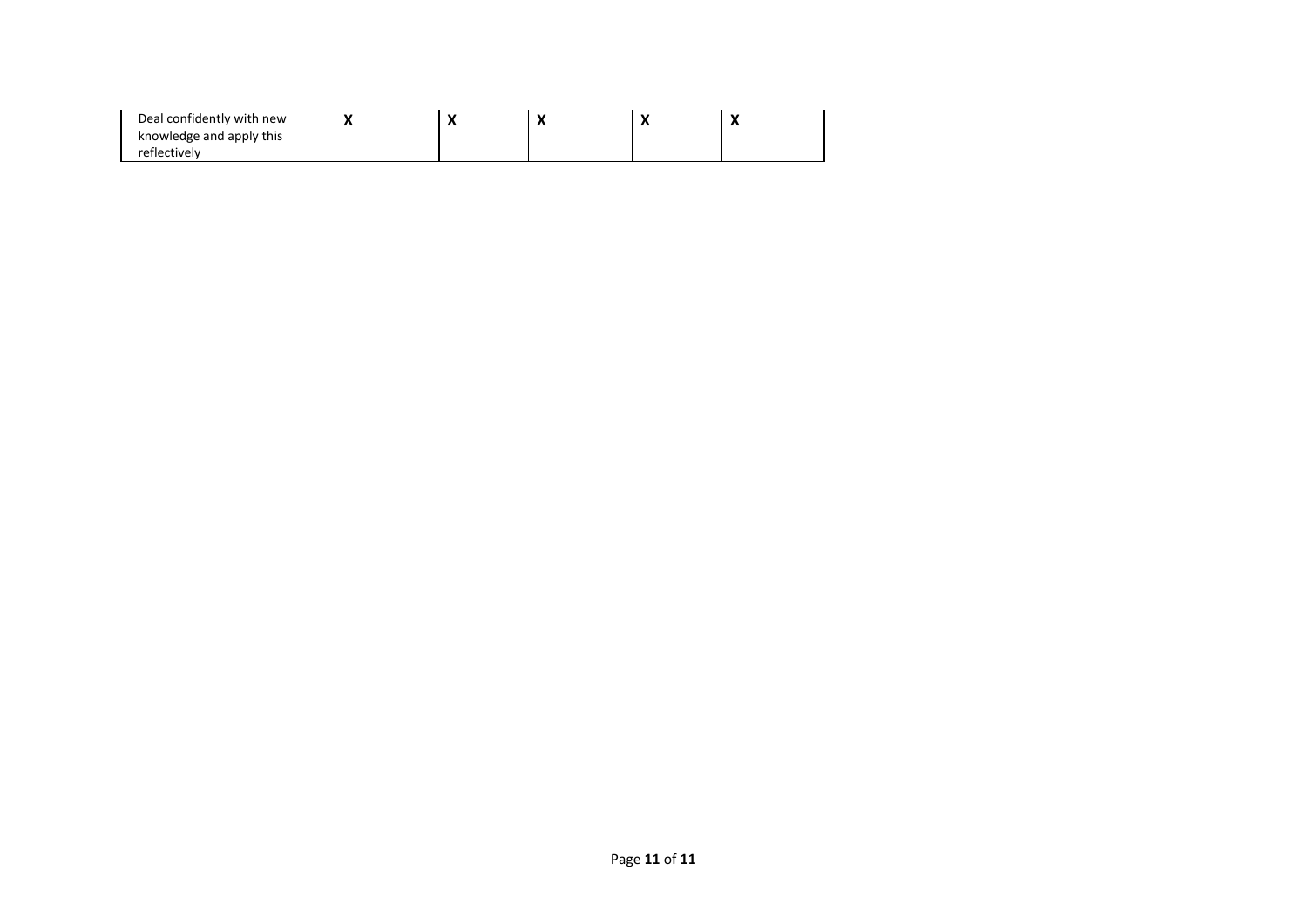| | | | | | |
|---|---|---|---|---|---|
| Deal confidently with new knowledge and apply this reflectively | **X** | **X** | **X** | **X** | **X** |